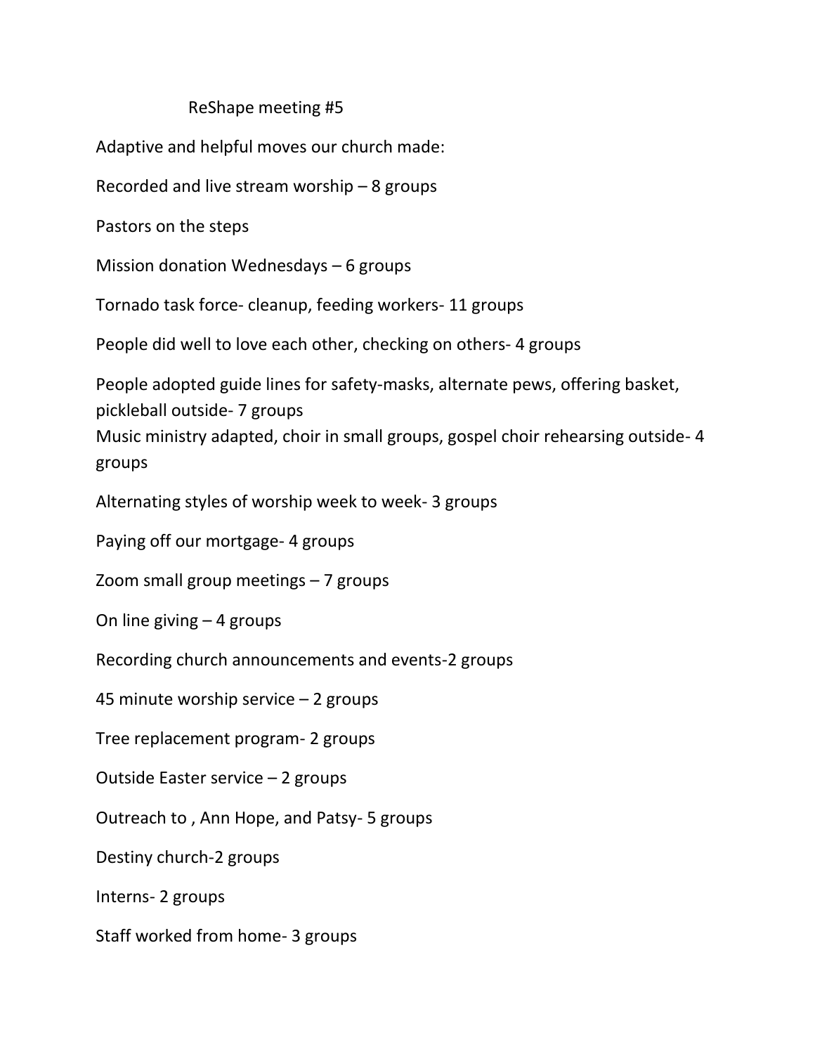# ReShape meeting #5

Adaptive and helpful moves our church made:

Recorded and live stream worship – 8 groups

Pastors on the steps

Mission donation Wednesdays – 6 groups

Tornado task force- cleanup, feeding workers- 11 groups

People did well to love each other, checking on others- 4 groups

People adopted guide lines for safety-masks, alternate pews, offering basket, pickleball outside- 7 groups

Music ministry adapted, choir in small groups, gospel choir rehearsing outside- 4 groups

Alternating styles of worship week to week- 3 groups

Paying off our mortgage- 4 groups

Zoom small group meetings – 7 groups

On line giving – 4 groups

Recording church announcements and events-2 groups

45 minute worship service – 2 groups

Tree replacement program- 2 groups

Outside Easter service – 2 groups

Outreach to , Ann Hope, and Patsy- 5 groups

Destiny church-2 groups

Interns- 2 groups

Staff worked from home- 3 groups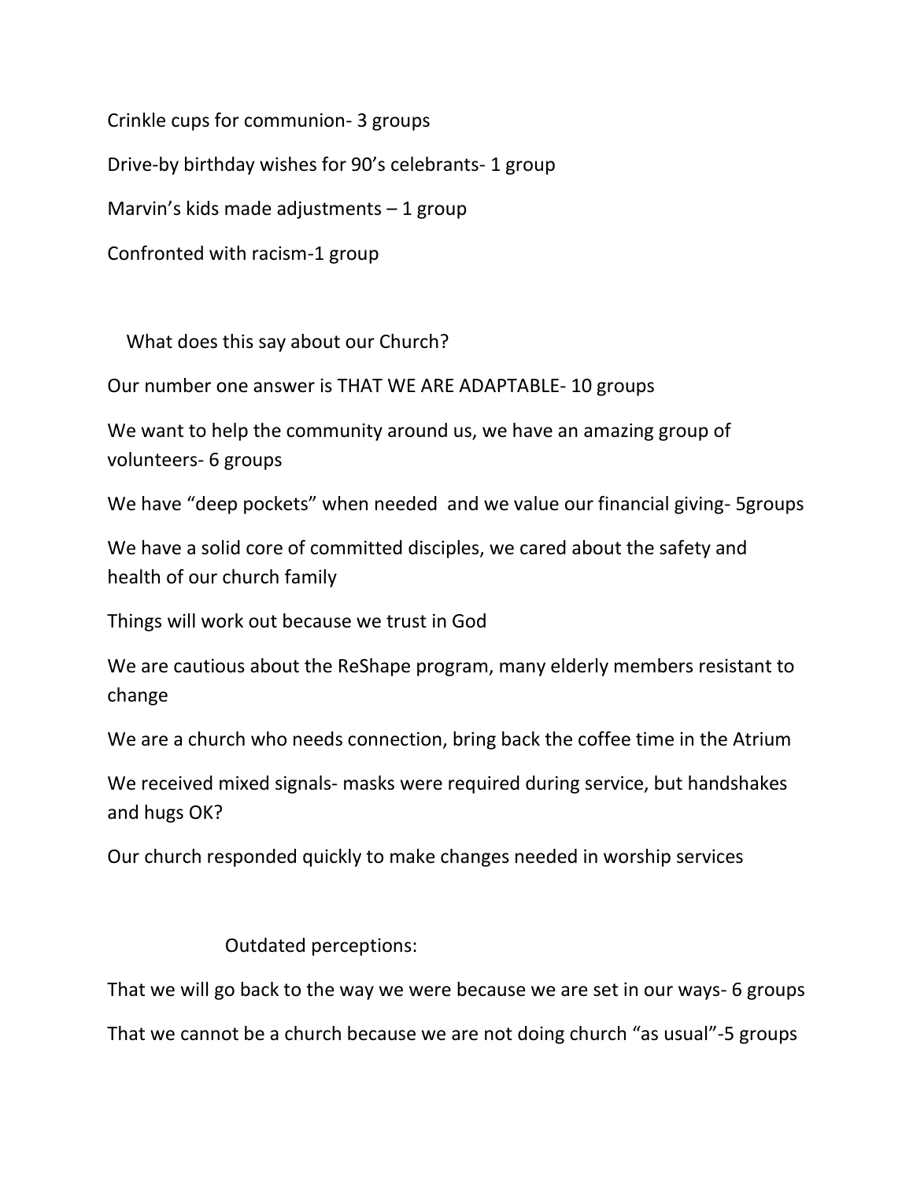Crinkle cups for communion- 3 groups

Drive-by birthday wishes for 90's celebrants- 1 group

Marvin's kids made adjustments – 1 group

Confronted with racism-1 group

What does this say about our Church?

Our number one answer is THAT WE ARE ADAPTABLE- 10 groups

We want to help the community around us, we have an amazing group of volunteers- 6 groups

We have "deep pockets" when needed and we value our financial giving- 5groups

We have a solid core of committed disciples, we cared about the safety and health of our church family

Things will work out because we trust in God

We are cautious about the ReShape program, many elderly members resistant to change

We are a church who needs connection, bring back the coffee time in the Atrium

We received mixed signals- masks were required during service, but handshakes and hugs OK?

Our church responded quickly to make changes needed in worship services

Outdated perceptions:

That we will go back to the way we were because we are set in our ways- 6 groups

That we cannot be a church because we are not doing church "as usual"-5 groups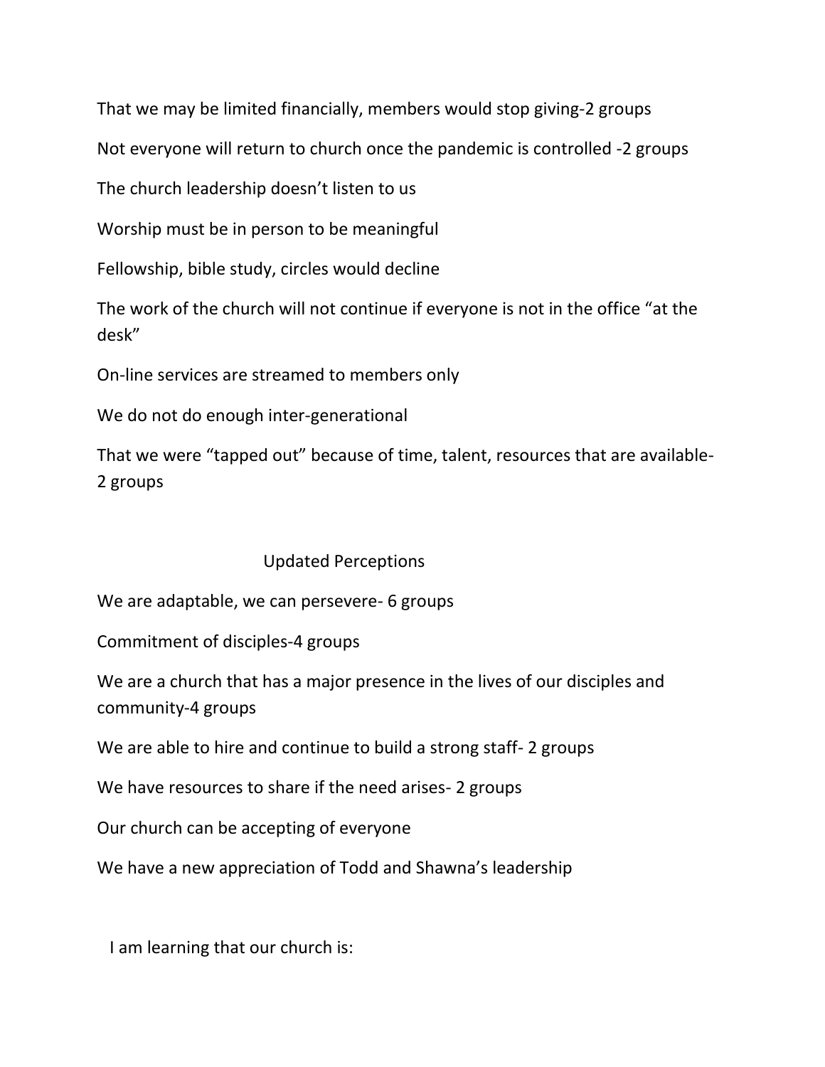That we may be limited financially, members would stop giving-2 groups

Not everyone will return to church once the pandemic is controlled -2 groups

The church leadership doesn't listen to us

Worship must be in person to be meaningful

Fellowship, bible study, circles would decline

The work of the church will not continue if everyone is not in the office "at the desk"

On-line services are streamed to members only

We do not do enough inter-generational

That we were "tapped out" because of time, talent, resources that are available-2 groups

## Updated Perceptions

We are adaptable, we can persevere- 6 groups

Commitment of disciples-4 groups

We are a church that has a major presence in the lives of our disciples and community-4 groups

We are able to hire and continue to build a strong staff- 2 groups

We have resources to share if the need arises- 2 groups

Our church can be accepting of everyone

We have a new appreciation of Todd and Shawna's leadership

I am learning that our church is: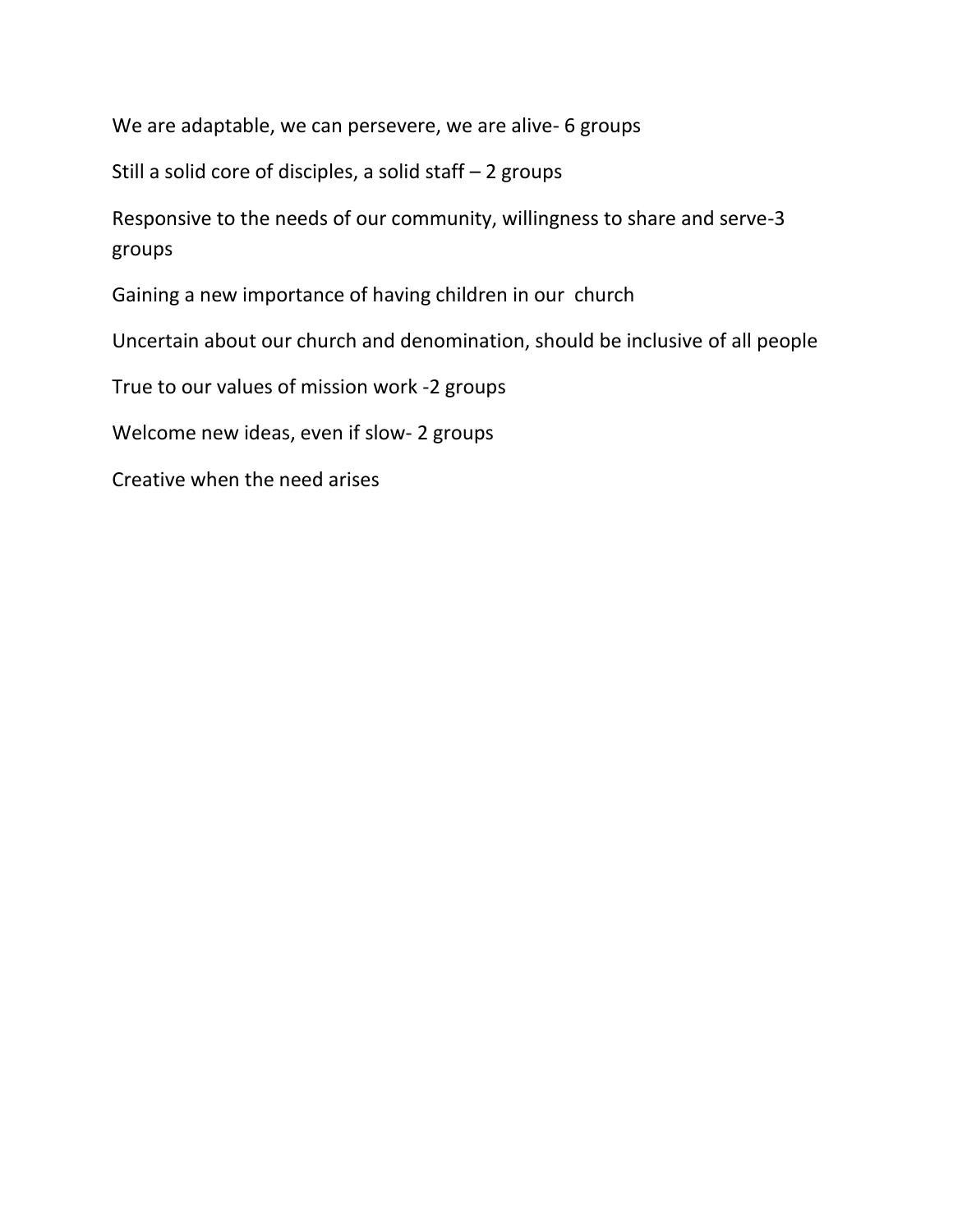We are adaptable, we can persevere, we are alive- 6 groups

Still a solid core of disciples, a solid staff – 2 groups

Responsive to the needs of our community, willingness to share and serve-3 groups

Gaining a new importance of having children in our church

Uncertain about our church and denomination, should be inclusive of all people

True to our values of mission work -2 groups

Welcome new ideas, even if slow- 2 groups

Creative when the need arises